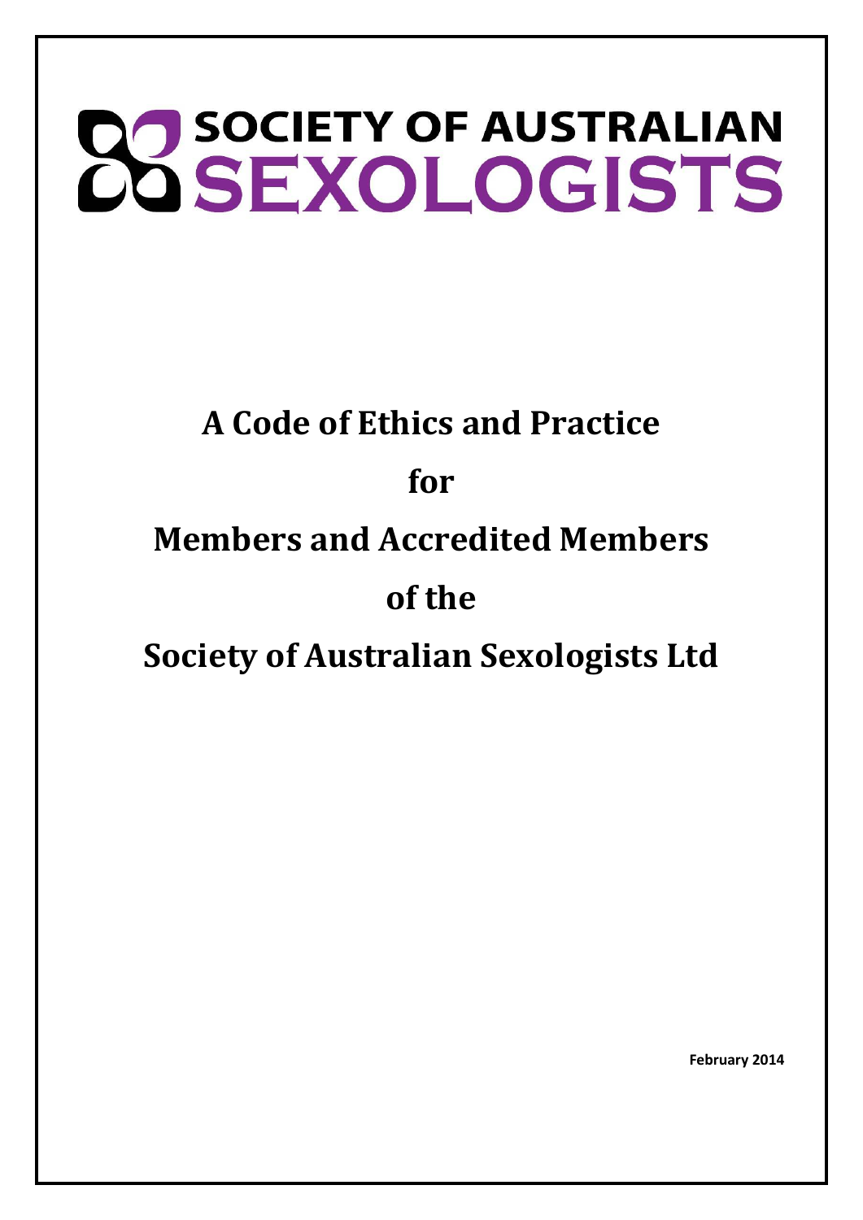# SOCIETY OF AUSTRALIAN SEXOLOGISTS

# A Code of Ethics and Practice

# for

# Members and Accredited Members

# of the

# Society of Australian Sexologists Ltd

**February 2014**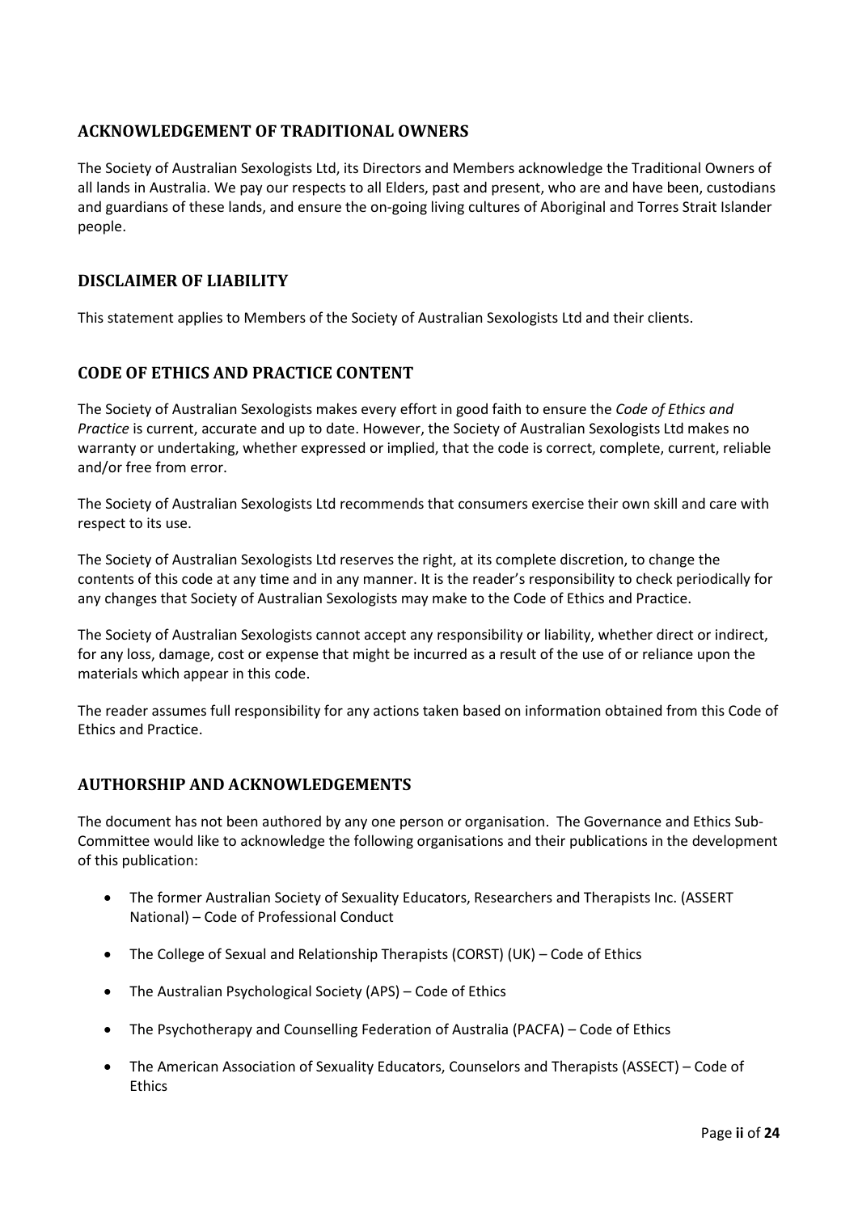## ACKNOWLEDGEMENT OF TRADITIONAL OWNERS

The Society of Australian Sexologists Ltd, its Directors and Members acknowledge the Traditional Owners of all lands in Australia. We pay our respects to all Elders, past and present, who are and have been, custodians and guardians of these lands, and ensure the on-going living cultures of Aboriginal and Torres Strait Islander people.

## DISCLAIMER OF LIABILITY

This statement applies to Members of the Society of Australian Sexologists Ltd and their clients.

## CODE OF ETHICS AND PRACTICE CONTENT

The Society of Australian Sexologists makes every effort in good faith to ensure the *Code of Ethics and Practice* is current, accurate and up to date. However, the Society of Australian Sexologists Ltd makes no warranty or undertaking, whether expressed or implied, that the code is correct, complete, current, reliable and/or free from error.

The Society of Australian Sexologists Ltd recommends that consumers exercise their own skill and care with respect to its use.

The Society of Australian Sexologists Ltd reserves the right, at its complete discretion, to change the contents of this code at any time and in any manner. It is the reader's responsibility to check periodically for any changes that Society of Australian Sexologists may make to the Code of Ethics and Practice.

The Society of Australian Sexologists cannot accept any responsibility or liability, whether direct or indirect, for any loss, damage, cost or expense that might be incurred as a result of the use of or reliance upon the materials which appear in this code.

The reader assumes full responsibility for any actions taken based on information obtained from this Code of Ethics and Practice.

## AUTHORSHIP AND ACKNOWLEDGEMENTS

The document has not been authored by any one person or organisation. The Governance and Ethics Sub-Committee would like to acknowledge the following organisations and their publications in the development of this publication:

- The former Australian Society of Sexuality Educators, Researchers and Therapists Inc. (ASSERT National) – Code of Professional Conduct
- The College of Sexual and Relationship Therapists (CORST) (UK) – Code of Ethics
- The Australian Psychological Society (APS) – Code of Ethics
- The Psychotherapy and Counselling Federation of Australia (PACFA) – Code of Ethics
- The American Association of Sexuality Educators, Counselors and Therapists (ASSECT) – Code of Ethics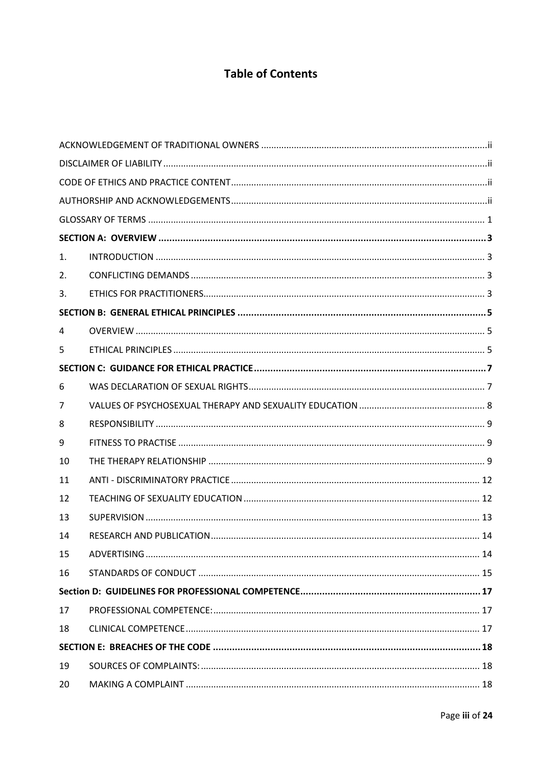# Table of Contents

ACKNOWLEDGEMENT OF TRADITIONAL OWNERS ........ ii

DISCLAIMER OF LIABILITY ........ ii

CODE OF ETHICS AND PRACTICE CONTENT ........ ii

AUTHORSHIP AND ACKNOWLEDGEMENTS ........ ii

GLOSSARY OF TERMS ........ 1

**SECTION A: OVERVIEW ........ 3**

1. INTRODUCTION ........ 3
2. CONFLICTING DEMANDS ........ 3
3. ETHICS FOR PRACTITIONERS ........ 3

**SECTION B: GENERAL ETHICAL PRINCIPLES ........ 5**

4 OVERVIEW ........ 5

5 ETHICAL PRINCIPLES ........ 5

**SECTION C: GUIDANCE FOR ETHICAL PRACTICE ........ 7**

6 WAS DECLARATION OF SEXUAL RIGHTS ........ 7

7 VALUES OF PSYCHOSEXUAL THERAPY AND SEXUALITY EDUCATION ........ 8

8 RESPONSIBILITY ........ 9

9 FITNESS TO PRACTISE ........ 9

10 THE THERAPY RELATIONSHIP ........ 9

11 ANTI - DISCRIMINATORY PRACTICE ........ 12

12 TEACHING OF SEXUALITY EDUCATION ........ 12

13 SUPERVISION ........ 13

14 RESEARCH AND PUBLICATION ........ 14

15 ADVERTISING ........ 14

16 STANDARDS OF CONDUCT ........ 15

**Section D: GUIDELINES FOR PROFESSIONAL COMPETENCE ........ 17**

17 PROFESSIONAL COMPETENCE: ........ 17

18 CLINICAL COMPETENCE ........ 17

**SECTION E: BREACHES OF THE CODE ........ 18**

19 SOURCES OF COMPLAINTS: ........ 18

20 MAKING A COMPLAINT ........ 18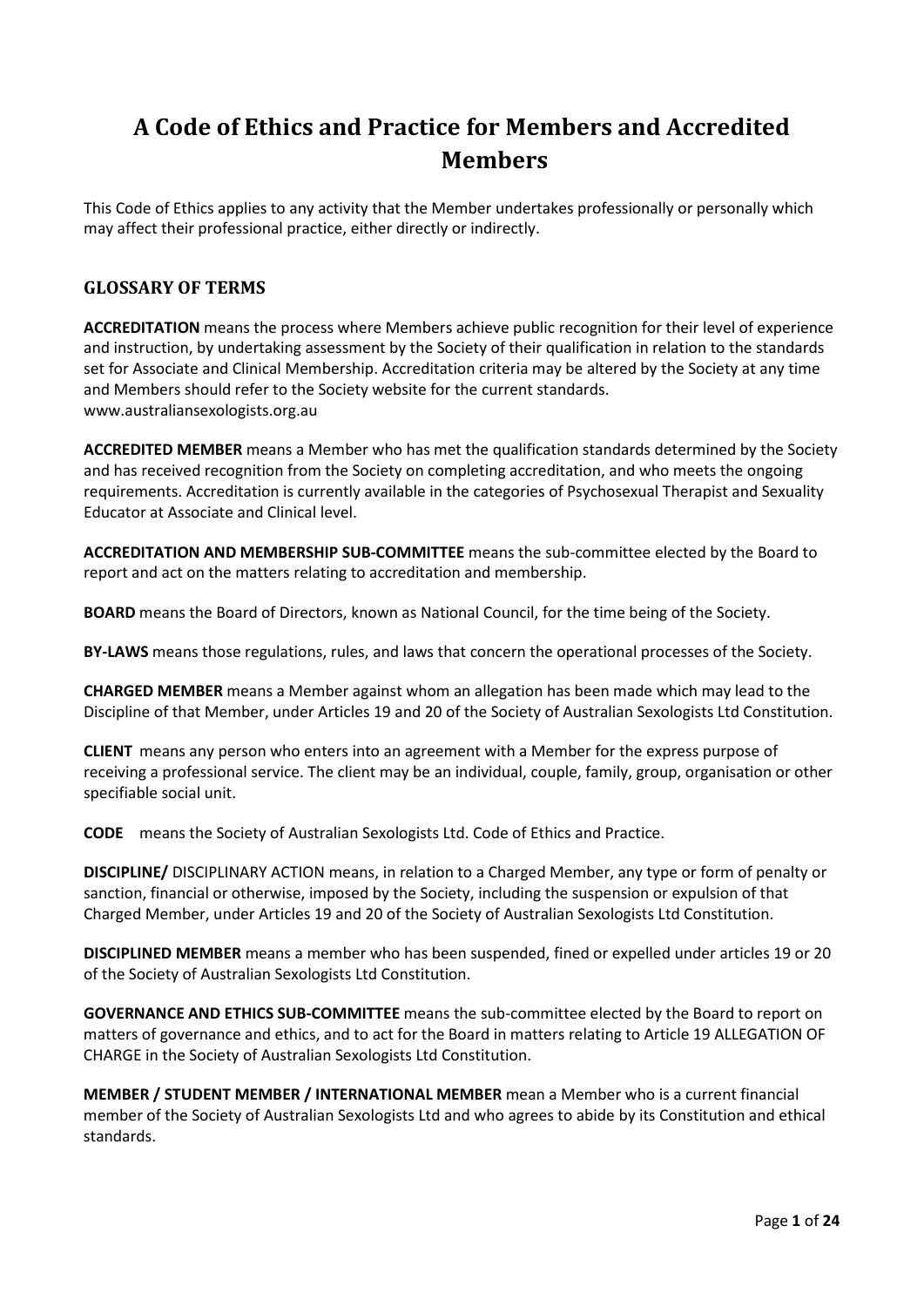# A Code of Ethics and Practice for Members and Accredited Members

This Code of Ethics applies to any activity that the Member undertakes professionally or personally which may affect their professional practice, either directly or indirectly.

## GLOSSARY OF TERMS

**ACCREDITATION** means the process where Members achieve public recognition for their level of experience and instruction, by undertaking assessment by the Society of their qualification in relation to the standards set for Associate and Clinical Membership. Accreditation criteria may be altered by the Society at any time and Members should refer to the Society website for the current standards. www.australiansexologists.org.au

**ACCREDITED MEMBER** means a Member who has met the qualification standards determined by the Society and has received recognition from the Society on completing accreditation, and who meets the ongoing requirements. Accreditation is currently available in the categories of Psychosexual Therapist and Sexuality Educator at Associate and Clinical level.

**ACCREDITATION AND MEMBERSHIP SUB-COMMITTEE** means the sub-committee elected by the Board to report and act on the matters relating to accreditation and membership.

**BOARD** means the Board of Directors, known as National Council, for the time being of the Society.

**BY-LAWS** means those regulations, rules, and laws that concern the operational processes of the Society.

**CHARGED MEMBER** means a Member against whom an allegation has been made which may lead to the Discipline of that Member, under Articles 19 and 20 of the Society of Australian Sexologists Ltd Constitution.

**CLIENT** means any person who enters into an agreement with a Member for the express purpose of receiving a professional service. The client may be an individual, couple, family, group, organisation or other specifiable social unit.

**CODE** means the Society of Australian Sexologists Ltd. Code of Ethics and Practice.

**DISCIPLINE/** DISCIPLINARY ACTION means, in relation to a Charged Member, any type or form of penalty or sanction, financial or otherwise, imposed by the Society, including the suspension or expulsion of that Charged Member, under Articles 19 and 20 of the Society of Australian Sexologists Ltd Constitution.

**DISCIPLINED MEMBER** means a member who has been suspended, fined or expelled under articles 19 or 20 of the Society of Australian Sexologists Ltd Constitution.

**GOVERNANCE AND ETHICS SUB-COMMITTEE** means the sub-committee elected by the Board to report on matters of governance and ethics, and to act for the Board in matters relating to Article 19 ALLEGATION OF CHARGE in the Society of Australian Sexologists Ltd Constitution.

**MEMBER / STUDENT MEMBER / INTERNATIONAL MEMBER** mean a Member who is a current financial member of the Society of Australian Sexologists Ltd and who agrees to abide by its Constitution and ethical standards.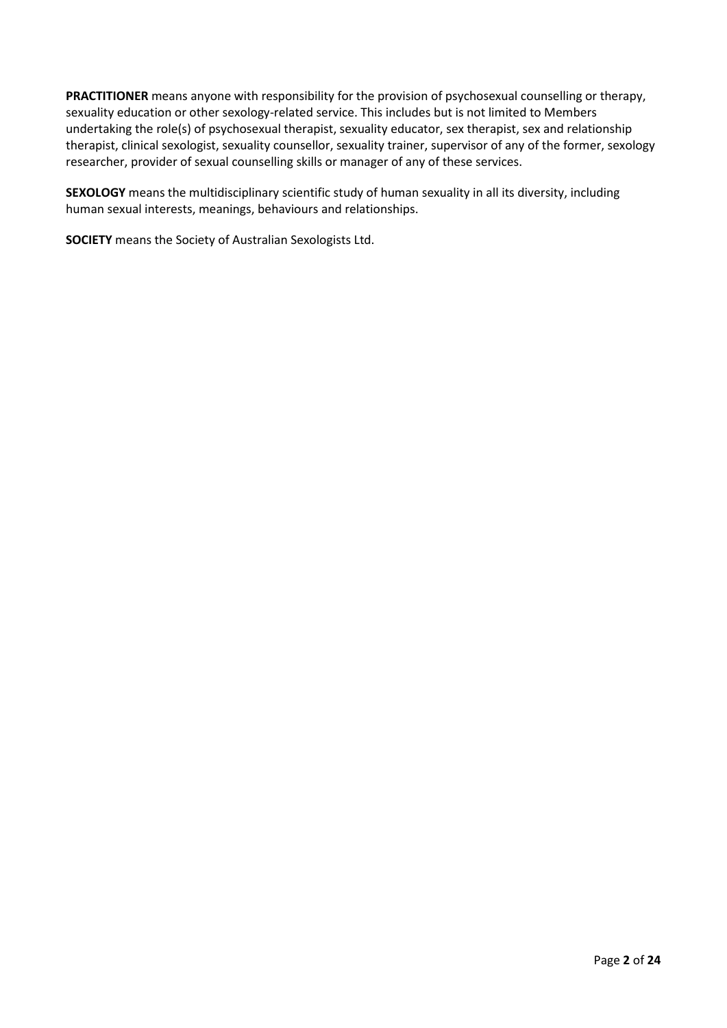**PRACTITIONER** means anyone with responsibility for the provision of psychosexual counselling or therapy, sexuality education or other sexology-related service. This includes but is not limited to Members undertaking the role(s) of psychosexual therapist, sexuality educator, sex therapist, sex and relationship therapist, clinical sexologist, sexuality counsellor, sexuality trainer, supervisor of any of the former, sexology researcher, provider of sexual counselling skills or manager of any of these services.

**SEXOLOGY** means the multidisciplinary scientific study of human sexuality in all its diversity, including human sexual interests, meanings, behaviours and relationships.

**SOCIETY** means the Society of Australian Sexologists Ltd.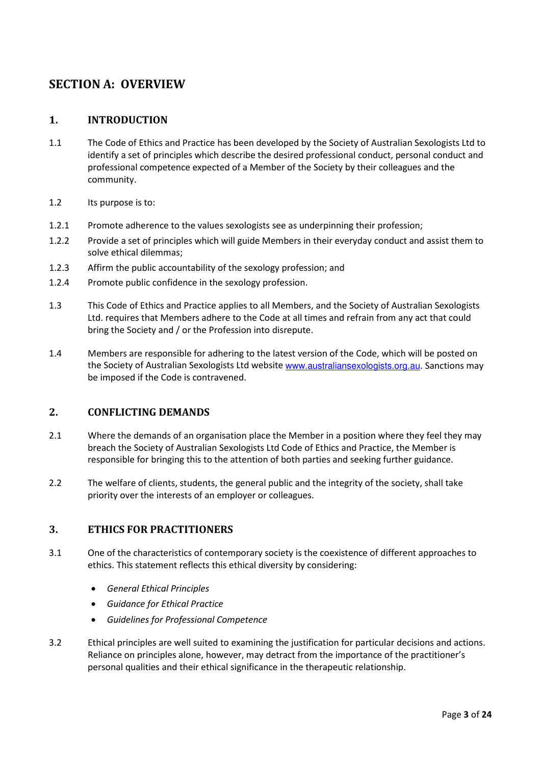# SECTION A: OVERVIEW

## 1. INTRODUCTION

1.1 The Code of Ethics and Practice has been developed by the Society of Australian Sexologists Ltd to identify a set of principles which describe the desired professional conduct, personal conduct and professional competence expected of a Member of the Society by their colleagues and the community.

1.2 Its purpose is to:

1.2.1 Promote adherence to the values sexologists see as underpinning their profession;

1.2.2 Provide a set of principles which will guide Members in their everyday conduct and assist them to solve ethical dilemmas;

1.2.3 Affirm the public accountability of the sexology profession; and

1.2.4 Promote public confidence in the sexology profession.

1.3 This Code of Ethics and Practice applies to all Members, and the Society of Australian Sexologists Ltd. requires that Members adhere to the Code at all times and refrain from any act that could bring the Society and / or the Profession into disrepute.

1.4 Members are responsible for adhering to the latest version of the Code, which will be posted on the Society of Australian Sexologists Ltd website www.australiansexologists.org.au. Sanctions may be imposed if the Code is contravened.

## 2. CONFLICTING DEMANDS

2.1 Where the demands of an organisation place the Member in a position where they feel they may breach the Society of Australian Sexologists Ltd Code of Ethics and Practice, the Member is responsible for bringing this to the attention of both parties and seeking further guidance.

2.2 The welfare of clients, students, the general public and the integrity of the society, shall take priority over the interests of an employer or colleagues.

## 3. ETHICS FOR PRACTITIONERS

3.1 One of the characteristics of contemporary society is the coexistence of different approaches to ethics. This statement reflects this ethical diversity by considering:

- *General Ethical Principles*
- *Guidance for Ethical Practice*
- *Guidelines for Professional Competence*

3.2 Ethical principles are well suited to examining the justification for particular decisions and actions. Reliance on principles alone, however, may detract from the importance of the practitioner's personal qualities and their ethical significance in the therapeutic relationship.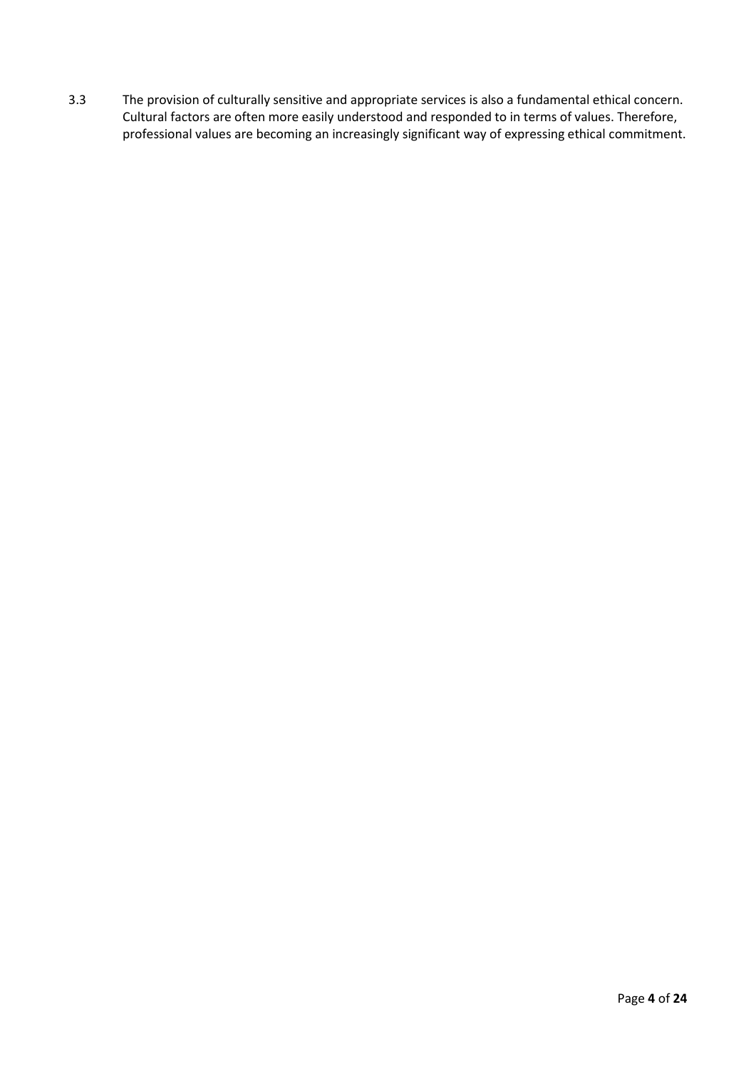3.3 The provision of culturally sensitive and appropriate services is also a fundamental ethical concern. Cultural factors are often more easily understood and responded to in terms of values. Therefore, professional values are becoming an increasingly significant way of expressing ethical commitment.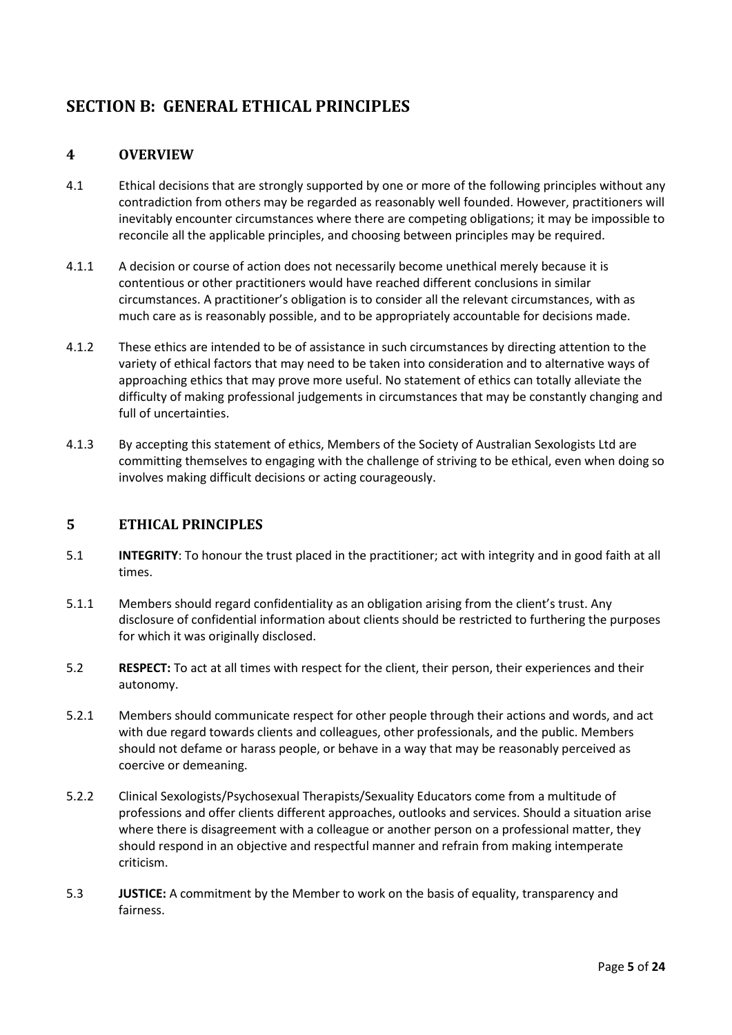# SECTION B: GENERAL ETHICAL PRINCIPLES

## 4 OVERVIEW

4.1 Ethical decisions that are strongly supported by one or more of the following principles without any contradiction from others may be regarded as reasonably well founded. However, practitioners will inevitably encounter circumstances where there are competing obligations; it may be impossible to reconcile all the applicable principles, and choosing between principles may be required.

4.1.1 A decision or course of action does not necessarily become unethical merely because it is contentious or other practitioners would have reached different conclusions in similar circumstances. A practitioner's obligation is to consider all the relevant circumstances, with as much care as is reasonably possible, and to be appropriately accountable for decisions made.

4.1.2 These ethics are intended to be of assistance in such circumstances by directing attention to the variety of ethical factors that may need to be taken into consideration and to alternative ways of approaching ethics that may prove more useful. No statement of ethics can totally alleviate the difficulty of making professional judgements in circumstances that may be constantly changing and full of uncertainties.

4.1.3 By accepting this statement of ethics, Members of the Society of Australian Sexologists Ltd are committing themselves to engaging with the challenge of striving to be ethical, even when doing so involves making difficult decisions or acting courageously.

## 5 ETHICAL PRINCIPLES

5.1 **INTEGRITY**: To honour the trust placed in the practitioner; act with integrity and in good faith at all times.

5.1.1 Members should regard confidentiality as an obligation arising from the client's trust. Any disclosure of confidential information about clients should be restricted to furthering the purposes for which it was originally disclosed.

5.2 **RESPECT:** To act at all times with respect for the client, their person, their experiences and their autonomy.

5.2.1 Members should communicate respect for other people through their actions and words, and act with due regard towards clients and colleagues, other professionals, and the public. Members should not defame or harass people, or behave in a way that may be reasonably perceived as coercive or demeaning.

5.2.2 Clinical Sexologists/Psychosexual Therapists/Sexuality Educators come from a multitude of professions and offer clients different approaches, outlooks and services. Should a situation arise where there is disagreement with a colleague or another person on a professional matter, they should respond in an objective and respectful manner and refrain from making intemperate criticism.

5.3 **JUSTICE:** A commitment by the Member to work on the basis of equality, transparency and fairness.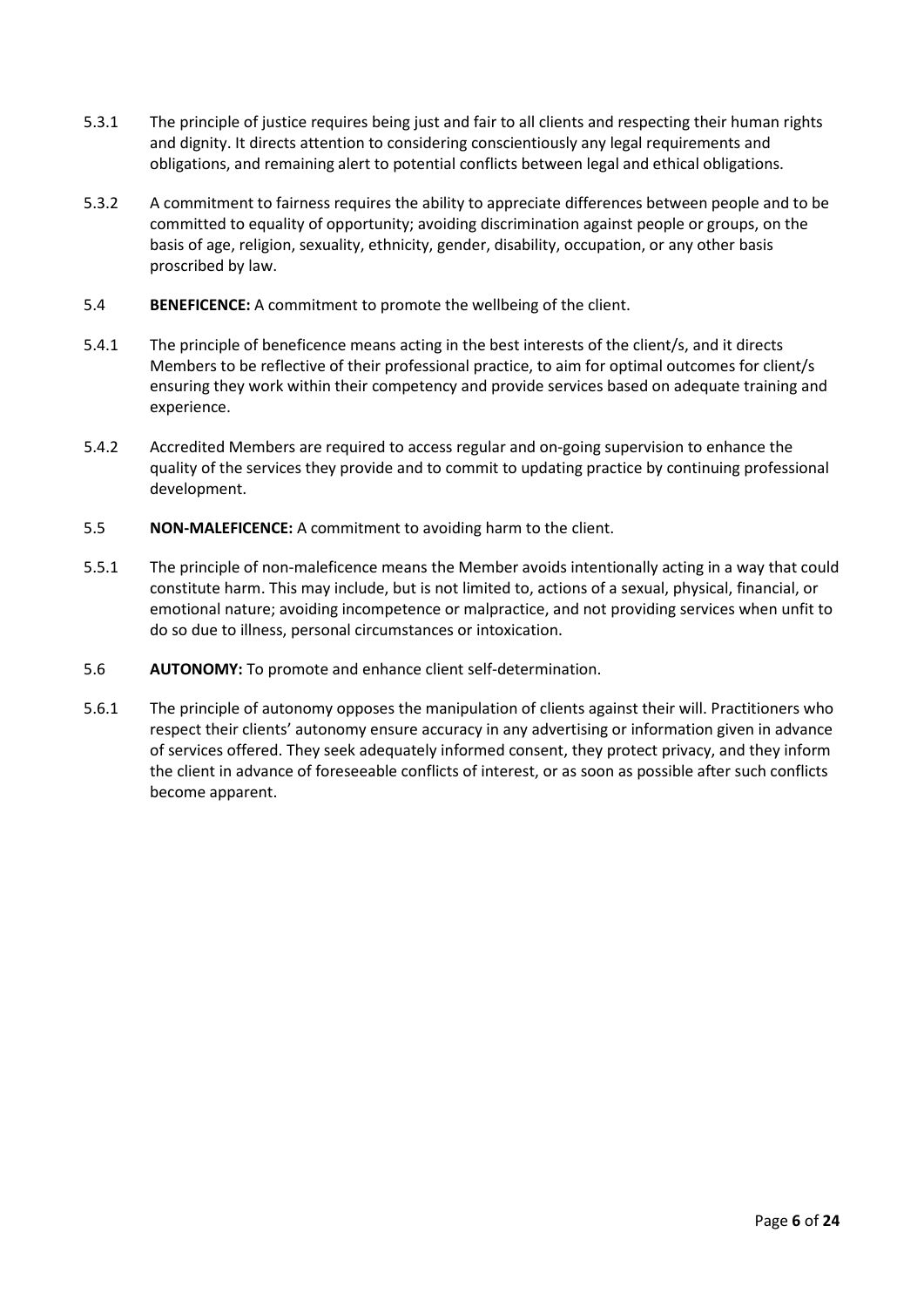5.3.1 The principle of justice requires being just and fair to all clients and respecting their human rights and dignity. It directs attention to considering conscientiously any legal requirements and obligations, and remaining alert to potential conflicts between legal and ethical obligations.

5.3.2 A commitment to fairness requires the ability to appreciate differences between people and to be committed to equality of opportunity; avoiding discrimination against people or groups, on the basis of age, religion, sexuality, ethnicity, gender, disability, occupation, or any other basis proscribed by law.

5.4 **BENEFICENCE:** A commitment to promote the wellbeing of the client.

5.4.1 The principle of beneficence means acting in the best interests of the client/s, and it directs Members to be reflective of their professional practice, to aim for optimal outcomes for client/s ensuring they work within their competency and provide services based on adequate training and experience.

5.4.2 Accredited Members are required to access regular and on-going supervision to enhance the quality of the services they provide and to commit to updating practice by continuing professional development.

5.5 **NON-MALEFICENCE:** A commitment to avoiding harm to the client.

5.5.1 The principle of non-maleficence means the Member avoids intentionally acting in a way that could constitute harm. This may include, but is not limited to, actions of a sexual, physical, financial, or emotional nature; avoiding incompetence or malpractice, and not providing services when unfit to do so due to illness, personal circumstances or intoxication.

5.6 **AUTONOMY:** To promote and enhance client self-determination.

5.6.1 The principle of autonomy opposes the manipulation of clients against their will. Practitioners who respect their clients' autonomy ensure accuracy in any advertising or information given in advance of services offered. They seek adequately informed consent, they protect privacy, and they inform the client in advance of foreseeable conflicts of interest, or as soon as possible after such conflicts become apparent.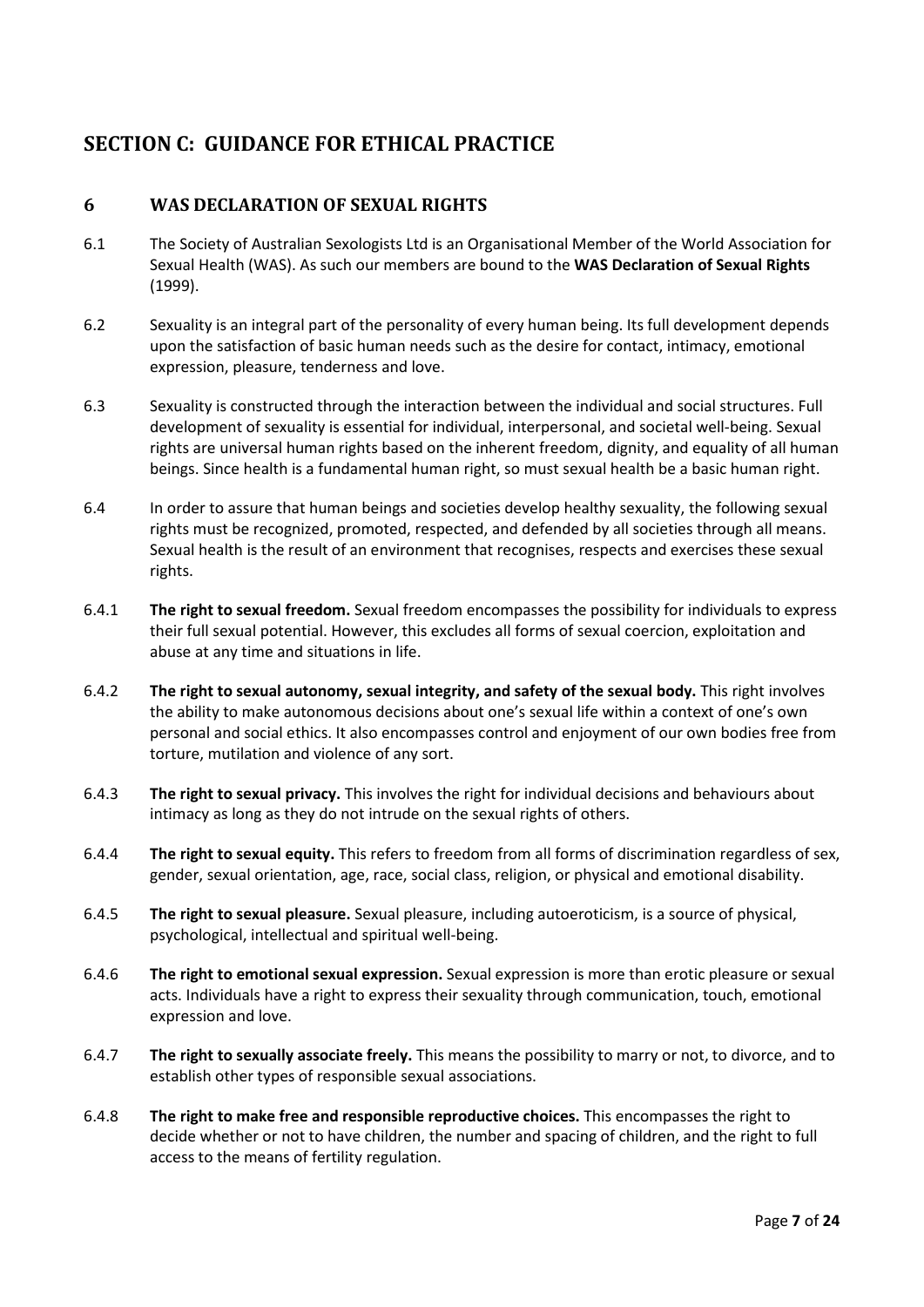# SECTION C: GUIDANCE FOR ETHICAL PRACTICE

## 6 WAS DECLARATION OF SEXUAL RIGHTS

6.1 The Society of Australian Sexologists Ltd is an Organisational Member of the World Association for Sexual Health (WAS). As such our members are bound to the **WAS Declaration of Sexual Rights** (1999).

6.2 Sexuality is an integral part of the personality of every human being. Its full development depends upon the satisfaction of basic human needs such as the desire for contact, intimacy, emotional expression, pleasure, tenderness and love.

6.3 Sexuality is constructed through the interaction between the individual and social structures. Full development of sexuality is essential for individual, interpersonal, and societal well-being. Sexual rights are universal human rights based on the inherent freedom, dignity, and equality of all human beings. Since health is a fundamental human right, so must sexual health be a basic human right.

6.4 In order to assure that human beings and societies develop healthy sexuality, the following sexual rights must be recognized, promoted, respected, and defended by all societies through all means. Sexual health is the result of an environment that recognises, respects and exercises these sexual rights.

6.4.1 **The right to sexual freedom.** Sexual freedom encompasses the possibility for individuals to express their full sexual potential. However, this excludes all forms of sexual coercion, exploitation and abuse at any time and situations in life.

6.4.2 **The right to sexual autonomy, sexual integrity, and safety of the sexual body.** This right involves the ability to make autonomous decisions about one's sexual life within a context of one's own personal and social ethics. It also encompasses control and enjoyment of our own bodies free from torture, mutilation and violence of any sort.

6.4.3 **The right to sexual privacy.** This involves the right for individual decisions and behaviours about intimacy as long as they do not intrude on the sexual rights of others.

6.4.4 **The right to sexual equity.** This refers to freedom from all forms of discrimination regardless of sex, gender, sexual orientation, age, race, social class, religion, or physical and emotional disability.

6.4.5 **The right to sexual pleasure.** Sexual pleasure, including autoeroticism, is a source of physical, psychological, intellectual and spiritual well-being.

6.4.6 **The right to emotional sexual expression.** Sexual expression is more than erotic pleasure or sexual acts. Individuals have a right to express their sexuality through communication, touch, emotional expression and love.

6.4.7 **The right to sexually associate freely.** This means the possibility to marry or not, to divorce, and to establish other types of responsible sexual associations.

6.4.8 **The right to make free and responsible reproductive choices.** This encompasses the right to decide whether or not to have children, the number and spacing of children, and the right to full access to the means of fertility regulation.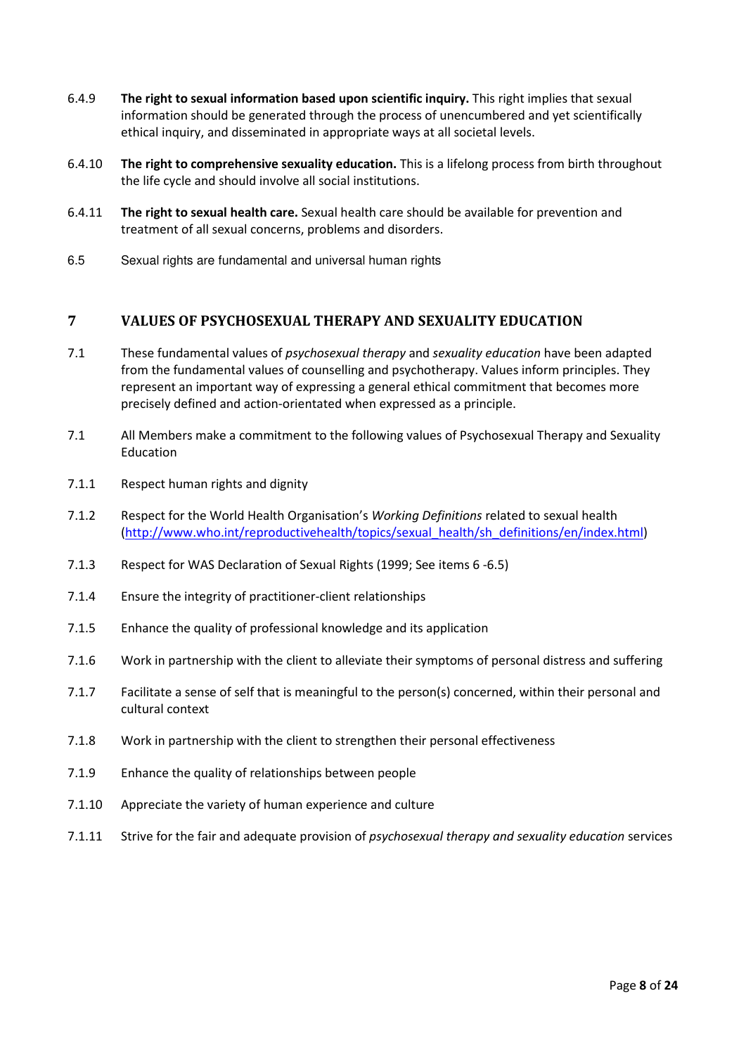6.4.9 **The right to sexual information based upon scientific inquiry.** This right implies that sexual information should be generated through the process of unencumbered and yet scientifically ethical inquiry, and disseminated in appropriate ways at all societal levels.

6.4.10 **The right to comprehensive sexuality education.** This is a lifelong process from birth throughout the life cycle and should involve all social institutions.

6.4.11 **The right to sexual health care.** Sexual health care should be available for prevention and treatment of all sexual concerns, problems and disorders.

6.5 Sexual rights are fundamental and universal human rights

## 7 VALUES OF PSYCHOSEXUAL THERAPY AND SEXUALITY EDUCATION

7.1 These fundamental values of *psychosexual therapy* and *sexuality education* have been adapted from the fundamental values of counselling and psychotherapy. Values inform principles. They represent an important way of expressing a general ethical commitment that becomes more precisely defined and action-orientated when expressed as a principle.

7.1 All Members make a commitment to the following values of Psychosexual Therapy and Sexuality Education

7.1.1 Respect human rights and dignity

7.1.2 Respect for the World Health Organisation's *Working Definitions* related to sexual health (http://www.who.int/reproductivehealth/topics/sexual_health/sh_definitions/en/index.html)

7.1.3 Respect for WAS Declaration of Sexual Rights (1999; See items 6 -6.5)

7.1.4 Ensure the integrity of practitioner-client relationships

7.1.5 Enhance the quality of professional knowledge and its application

7.1.6 Work in partnership with the client to alleviate their symptoms of personal distress and suffering

7.1.7 Facilitate a sense of self that is meaningful to the person(s) concerned, within their personal and cultural context

7.1.8 Work in partnership with the client to strengthen their personal effectiveness

7.1.9 Enhance the quality of relationships between people

7.1.10 Appreciate the variety of human experience and culture

7.1.11 Strive for the fair and adequate provision of *psychosexual therapy and sexuality education* services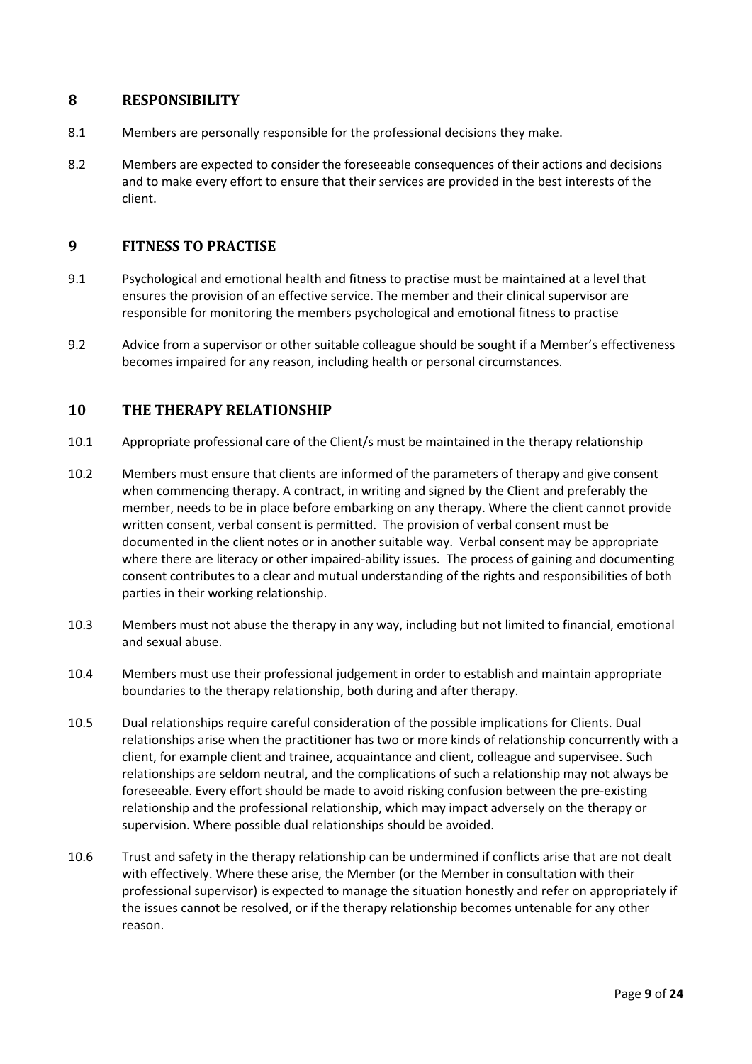## 8 RESPONSIBILITY

8.1 Members are personally responsible for the professional decisions they make.

8.2 Members are expected to consider the foreseeable consequences of their actions and decisions and to make every effort to ensure that their services are provided in the best interests of the client.

## 9 FITNESS TO PRACTISE

9.1 Psychological and emotional health and fitness to practise must be maintained at a level that ensures the provision of an effective service. The member and their clinical supervisor are responsible for monitoring the members psychological and emotional fitness to practise

9.2 Advice from a supervisor or other suitable colleague should be sought if a Member's effectiveness becomes impaired for any reason, including health or personal circumstances.

## 10 THE THERAPY RELATIONSHIP

10.1 Appropriate professional care of the Client/s must be maintained in the therapy relationship

10.2 Members must ensure that clients are informed of the parameters of therapy and give consent when commencing therapy. A contract, in writing and signed by the Client and preferably the member, needs to be in place before embarking on any therapy. Where the client cannot provide written consent, verbal consent is permitted. The provision of verbal consent must be documented in the client notes or in another suitable way. Verbal consent may be appropriate where there are literacy or other impaired-ability issues. The process of gaining and documenting consent contributes to a clear and mutual understanding of the rights and responsibilities of both parties in their working relationship.

10.3 Members must not abuse the therapy in any way, including but not limited to financial, emotional and sexual abuse.

10.4 Members must use their professional judgement in order to establish and maintain appropriate boundaries to the therapy relationship, both during and after therapy.

10.5 Dual relationships require careful consideration of the possible implications for Clients. Dual relationships arise when the practitioner has two or more kinds of relationship concurrently with a client, for example client and trainee, acquaintance and client, colleague and supervisee. Such relationships are seldom neutral, and the complications of such a relationship may not always be foreseeable. Every effort should be made to avoid risking confusion between the pre-existing relationship and the professional relationship, which may impact adversely on the therapy or supervision. Where possible dual relationships should be avoided.

10.6 Trust and safety in the therapy relationship can be undermined if conflicts arise that are not dealt with effectively. Where these arise, the Member (or the Member in consultation with their professional supervisor) is expected to manage the situation honestly and refer on appropriately if the issues cannot be resolved, or if the therapy relationship becomes untenable for any other reason.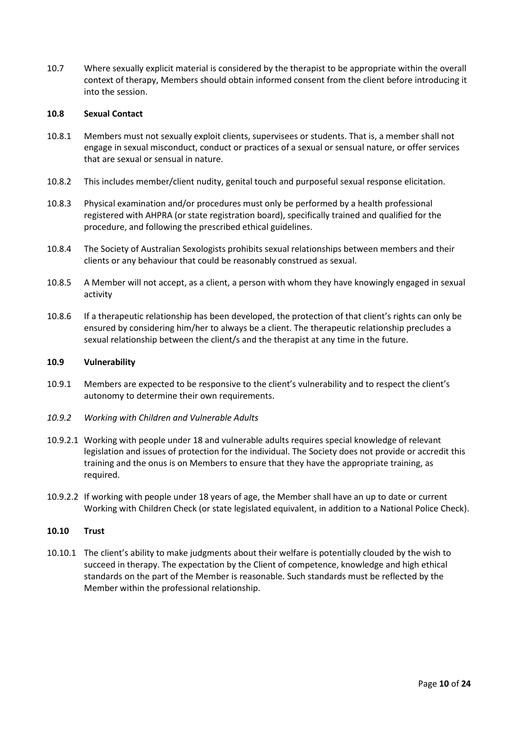10.7 Where sexually explicit material is considered by the therapist to be appropriate within the overall context of therapy, Members should obtain informed consent from the client before introducing it into the session.

### 10.8 Sexual Contact

10.8.1 Members must not sexually exploit clients, supervisees or students. That is, a member shall not engage in sexual misconduct, conduct or practices of a sexual or sensual nature, or offer services that are sexual or sensual in nature.

10.8.2 This includes member/client nudity, genital touch and purposeful sexual response elicitation.

10.8.3 Physical examination and/or procedures must only be performed by a health professional registered with AHPRA (or state registration board), specifically trained and qualified for the procedure, and following the prescribed ethical guidelines.

10.8.4 The Society of Australian Sexologists prohibits sexual relationships between members and their clients or any behaviour that could be reasonably construed as sexual.

10.8.5 A Member will not accept, as a client, a person with whom they have knowingly engaged in sexual activity

10.8.6 If a therapeutic relationship has been developed, the protection of that client's rights can only be ensured by considering him/her to always be a client. The therapeutic relationship precludes a sexual relationship between the client/s and the therapist at any time in the future.

### 10.9 Vulnerability

10.9.1 Members are expected to be responsive to the client's vulnerability and to respect the client's autonomy to determine their own requirements.

*10.9.2 Working with Children and Vulnerable Adults*

10.9.2.1 Working with people under 18 and vulnerable adults requires special knowledge of relevant legislation and issues of protection for the individual. The Society does not provide or accredit this training and the onus is on Members to ensure that they have the appropriate training, as required.

10.9.2.2 If working with people under 18 years of age, the Member shall have an up to date or current Working with Children Check (or state legislated equivalent, in addition to a National Police Check).

### 10.10 Trust

10.10.1 The client's ability to make judgments about their welfare is potentially clouded by the wish to succeed in therapy. The expectation by the Client of competence, knowledge and high ethical standards on the part of the Member is reasonable. Such standards must be reflected by the Member within the professional relationship.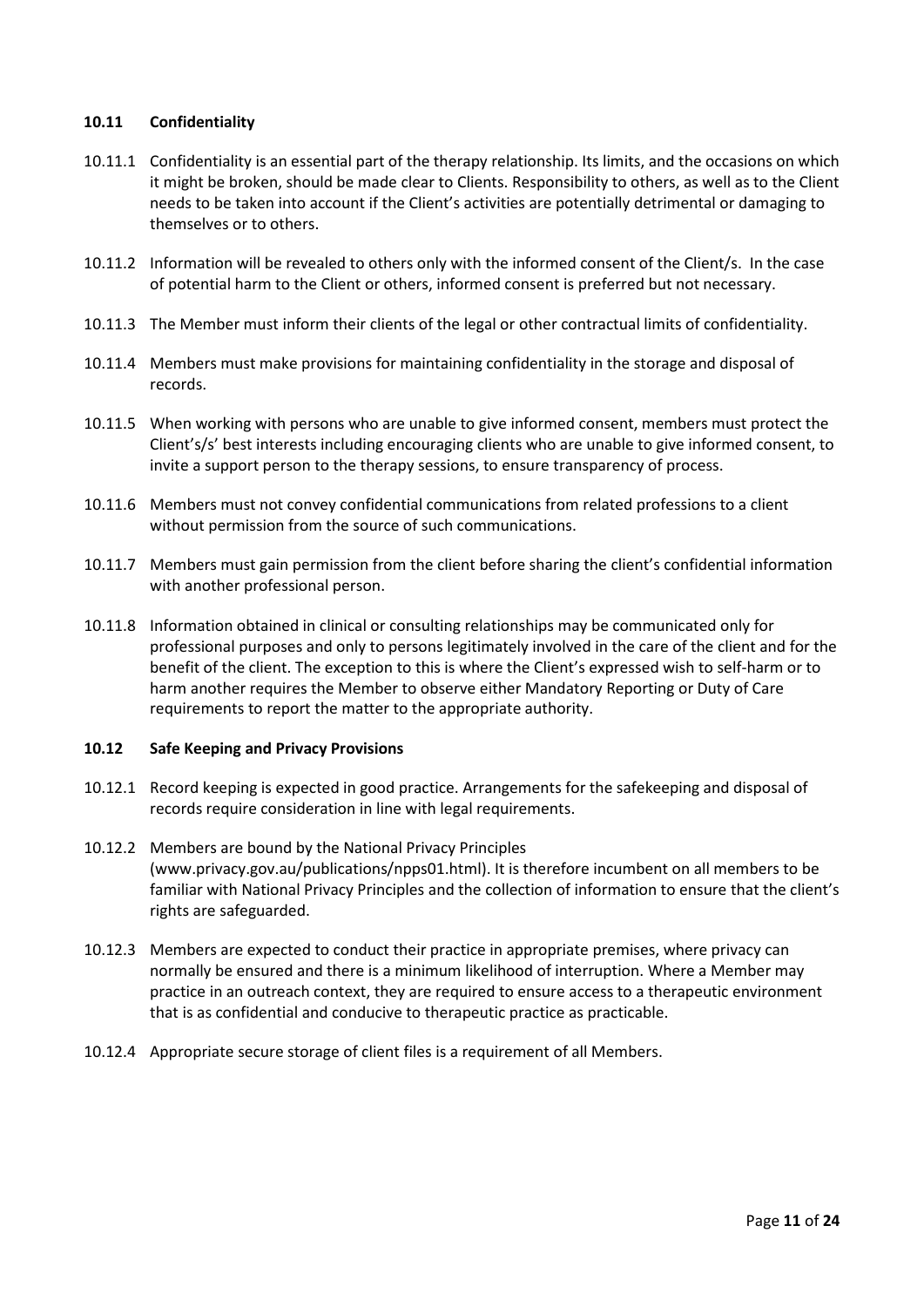### 10.11 Confidentiality

10.11.1 Confidentiality is an essential part of the therapy relationship. Its limits, and the occasions on which it might be broken, should be made clear to Clients. Responsibility to others, as well as to the Client needs to be taken into account if the Client's activities are potentially detrimental or damaging to themselves or to others.

10.11.2 Information will be revealed to others only with the informed consent of the Client/s. In the case of potential harm to the Client or others, informed consent is preferred but not necessary.

10.11.3 The Member must inform their clients of the legal or other contractual limits of confidentiality.

10.11.4 Members must make provisions for maintaining confidentiality in the storage and disposal of records.

10.11.5 When working with persons who are unable to give informed consent, members must protect the Client's/s' best interests including encouraging clients who are unable to give informed consent, to invite a support person to the therapy sessions, to ensure transparency of process.

10.11.6 Members must not convey confidential communications from related professions to a client without permission from the source of such communications.

10.11.7 Members must gain permission from the client before sharing the client's confidential information with another professional person.

10.11.8 Information obtained in clinical or consulting relationships may be communicated only for professional purposes and only to persons legitimately involved in the care of the client and for the benefit of the client. The exception to this is where the Client's expressed wish to self-harm or to harm another requires the Member to observe either Mandatory Reporting or Duty of Care requirements to report the matter to the appropriate authority.

### 10.12 Safe Keeping and Privacy Provisions

10.12.1 Record keeping is expected in good practice. Arrangements for the safekeeping and disposal of records require consideration in line with legal requirements.

10.12.2 Members are bound by the National Privacy Principles (www.privacy.gov.au/publications/npps01.html). It is therefore incumbent on all members to be familiar with National Privacy Principles and the collection of information to ensure that the client's rights are safeguarded.

10.12.3 Members are expected to conduct their practice in appropriate premises, where privacy can normally be ensured and there is a minimum likelihood of interruption. Where a Member may practice in an outreach context, they are required to ensure access to a therapeutic environment that is as confidential and conducive to therapeutic practice as practicable.

10.12.4 Appropriate secure storage of client files is a requirement of all Members.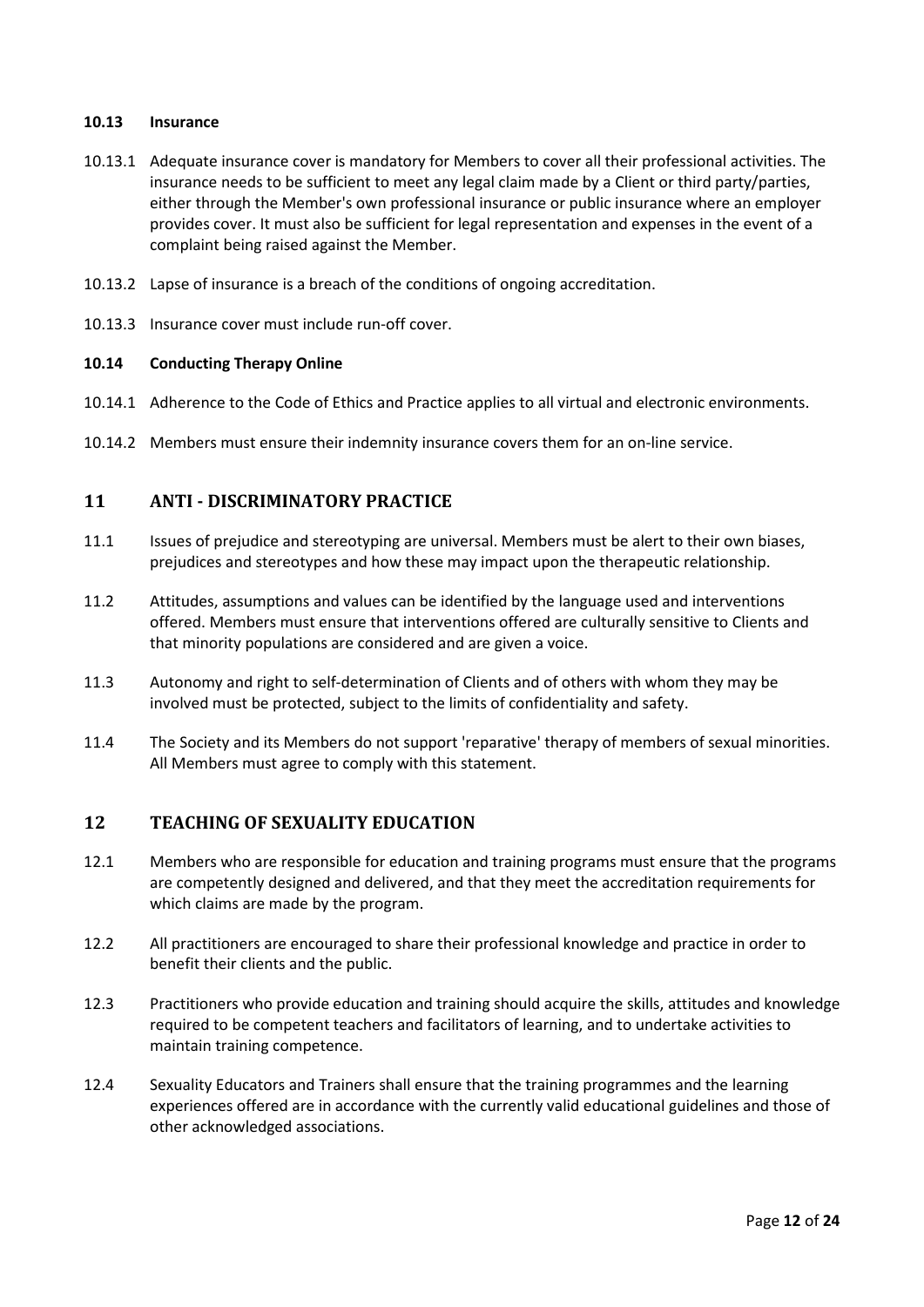### 10.13 Insurance

10.13.1 Adequate insurance cover is mandatory for Members to cover all their professional activities. The insurance needs to be sufficient to meet any legal claim made by a Client or third party/parties, either through the Member's own professional insurance or public insurance where an employer provides cover. It must also be sufficient for legal representation and expenses in the event of a complaint being raised against the Member.

10.13.2 Lapse of insurance is a breach of the conditions of ongoing accreditation.

10.13.3 Insurance cover must include run-off cover.

### 10.14 Conducting Therapy Online

10.14.1 Adherence to the Code of Ethics and Practice applies to all virtual and electronic environments.

10.14.2 Members must ensure their indemnity insurance covers them for an on-line service.

## 11 ANTI - DISCRIMINATORY PRACTICE

11.1 Issues of prejudice and stereotyping are universal. Members must be alert to their own biases, prejudices and stereotypes and how these may impact upon the therapeutic relationship.

11.2 Attitudes, assumptions and values can be identified by the language used and interventions offered. Members must ensure that interventions offered are culturally sensitive to Clients and that minority populations are considered and are given a voice.

11.3 Autonomy and right to self-determination of Clients and of others with whom they may be involved must be protected, subject to the limits of confidentiality and safety.

11.4 The Society and its Members do not support 'reparative' therapy of members of sexual minorities. All Members must agree to comply with this statement.

## 12 TEACHING OF SEXUALITY EDUCATION

12.1 Members who are responsible for education and training programs must ensure that the programs are competently designed and delivered, and that they meet the accreditation requirements for which claims are made by the program.

12.2 All practitioners are encouraged to share their professional knowledge and practice in order to benefit their clients and the public.

12.3 Practitioners who provide education and training should acquire the skills, attitudes and knowledge required to be competent teachers and facilitators of learning, and to undertake activities to maintain training competence.

12.4 Sexuality Educators and Trainers shall ensure that the training programmes and the learning experiences offered are in accordance with the currently valid educational guidelines and those of other acknowledged associations.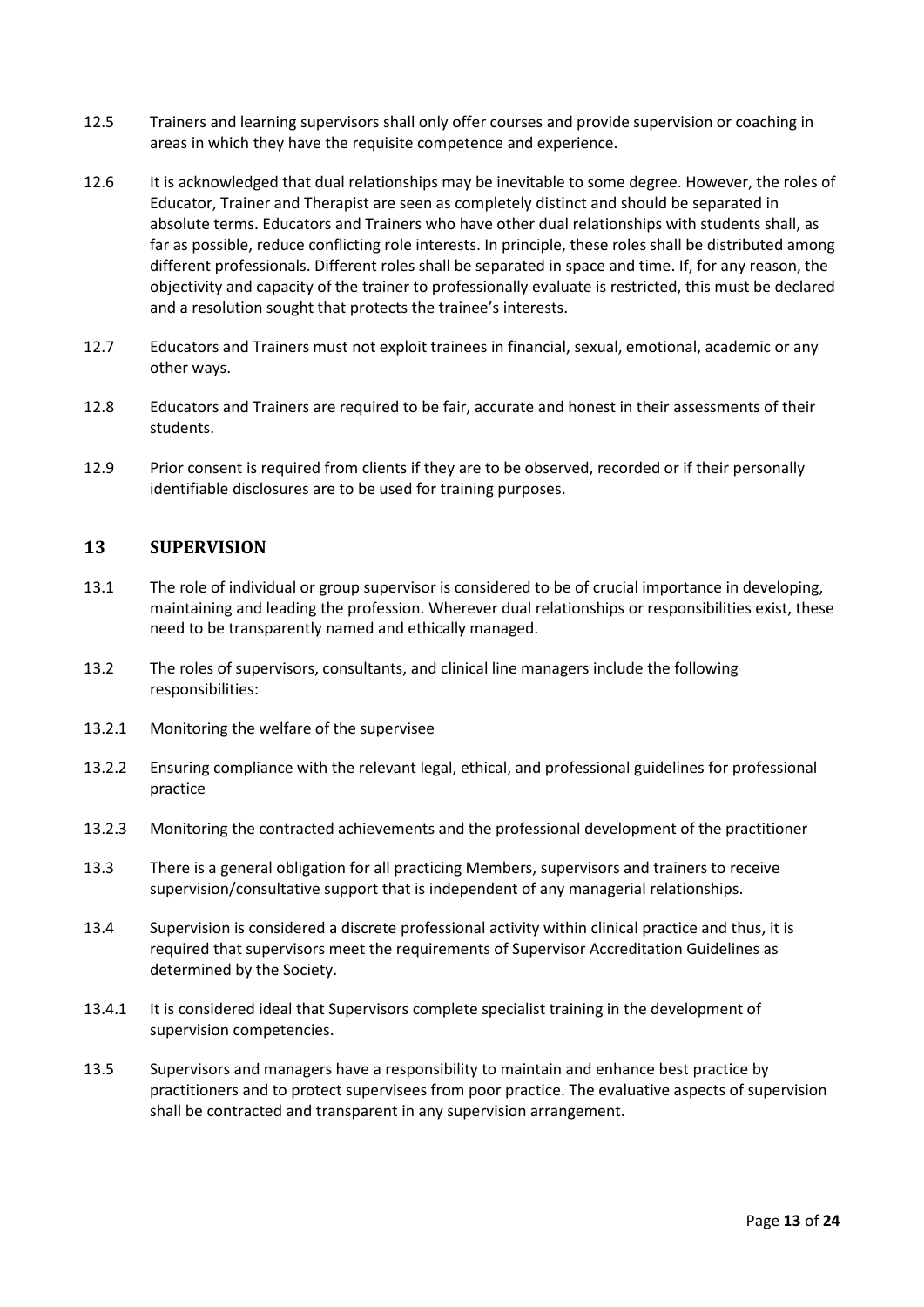12.5 Trainers and learning supervisors shall only offer courses and provide supervision or coaching in areas in which they have the requisite competence and experience.

12.6 It is acknowledged that dual relationships may be inevitable to some degree. However, the roles of Educator, Trainer and Therapist are seen as completely distinct and should be separated in absolute terms. Educators and Trainers who have other dual relationships with students shall, as far as possible, reduce conflicting role interests. In principle, these roles shall be distributed among different professionals. Different roles shall be separated in space and time. If, for any reason, the objectivity and capacity of the trainer to professionally evaluate is restricted, this must be declared and a resolution sought that protects the trainee's interests.

12.7 Educators and Trainers must not exploit trainees in financial, sexual, emotional, academic or any other ways.

12.8 Educators and Trainers are required to be fair, accurate and honest in their assessments of their students.

12.9 Prior consent is required from clients if they are to be observed, recorded or if their personally identifiable disclosures are to be used for training purposes.

## 13 SUPERVISION

13.1 The role of individual or group supervisor is considered to be of crucial importance in developing, maintaining and leading the profession. Wherever dual relationships or responsibilities exist, these need to be transparently named and ethically managed.

13.2 The roles of supervisors, consultants, and clinical line managers include the following responsibilities:

13.2.1 Monitoring the welfare of the supervisee

13.2.2 Ensuring compliance with the relevant legal, ethical, and professional guidelines for professional practice

13.2.3 Monitoring the contracted achievements and the professional development of the practitioner

13.3 There is a general obligation for all practicing Members, supervisors and trainers to receive supervision/consultative support that is independent of any managerial relationships.

13.4 Supervision is considered a discrete professional activity within clinical practice and thus, it is required that supervisors meet the requirements of Supervisor Accreditation Guidelines as determined by the Society.

13.4.1 It is considered ideal that Supervisors complete specialist training in the development of supervision competencies.

13.5 Supervisors and managers have a responsibility to maintain and enhance best practice by practitioners and to protect supervisees from poor practice. The evaluative aspects of supervision shall be contracted and transparent in any supervision arrangement.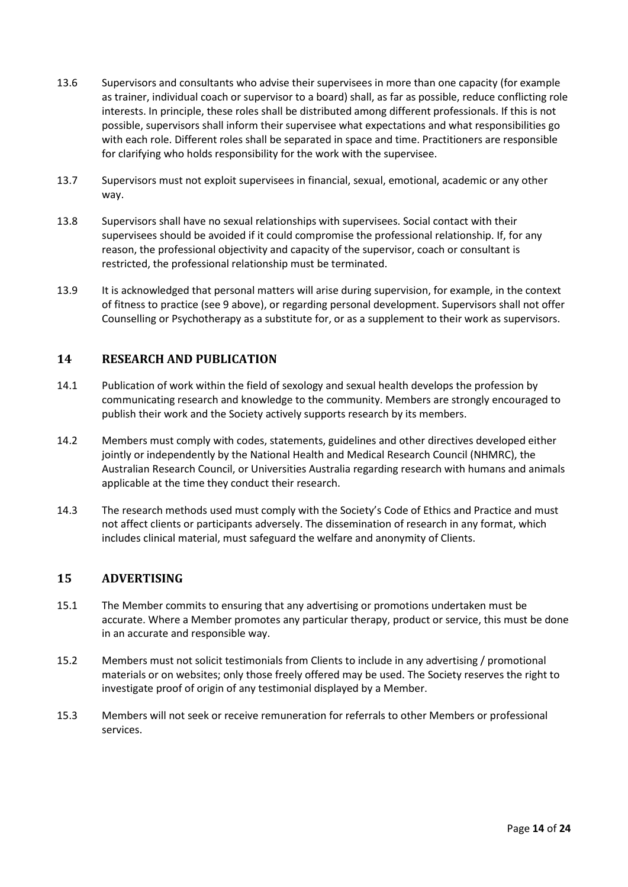13.6 Supervisors and consultants who advise their supervisees in more than one capacity (for example as trainer, individual coach or supervisor to a board) shall, as far as possible, reduce conflicting role interests. In principle, these roles shall be distributed among different professionals. If this is not possible, supervisors shall inform their supervisee what expectations and what responsibilities go with each role. Different roles shall be separated in space and time. Practitioners are responsible for clarifying who holds responsibility for the work with the supervisee.

13.7 Supervisors must not exploit supervisees in financial, sexual, emotional, academic or any other way.

13.8 Supervisors shall have no sexual relationships with supervisees. Social contact with their supervisees should be avoided if it could compromise the professional relationship. If, for any reason, the professional objectivity and capacity of the supervisor, coach or consultant is restricted, the professional relationship must be terminated.

13.9 It is acknowledged that personal matters will arise during supervision, for example, in the context of fitness to practice (see 9 above), or regarding personal development. Supervisors shall not offer Counselling or Psychotherapy as a substitute for, or as a supplement to their work as supervisors.

## 14 RESEARCH AND PUBLICATION

14.1 Publication of work within the field of sexology and sexual health develops the profession by communicating research and knowledge to the community. Members are strongly encouraged to publish their work and the Society actively supports research by its members.

14.2 Members must comply with codes, statements, guidelines and other directives developed either jointly or independently by the National Health and Medical Research Council (NHMRC), the Australian Research Council, or Universities Australia regarding research with humans and animals applicable at the time they conduct their research.

14.3 The research methods used must comply with the Society's Code of Ethics and Practice and must not affect clients or participants adversely. The dissemination of research in any format, which includes clinical material, must safeguard the welfare and anonymity of Clients.

## 15 ADVERTISING

15.1 The Member commits to ensuring that any advertising or promotions undertaken must be accurate. Where a Member promotes any particular therapy, product or service, this must be done in an accurate and responsible way.

15.2 Members must not solicit testimonials from Clients to include in any advertising / promotional materials or on websites; only those freely offered may be used. The Society reserves the right to investigate proof of origin of any testimonial displayed by a Member.

15.3 Members will not seek or receive remuneration for referrals to other Members or professional services.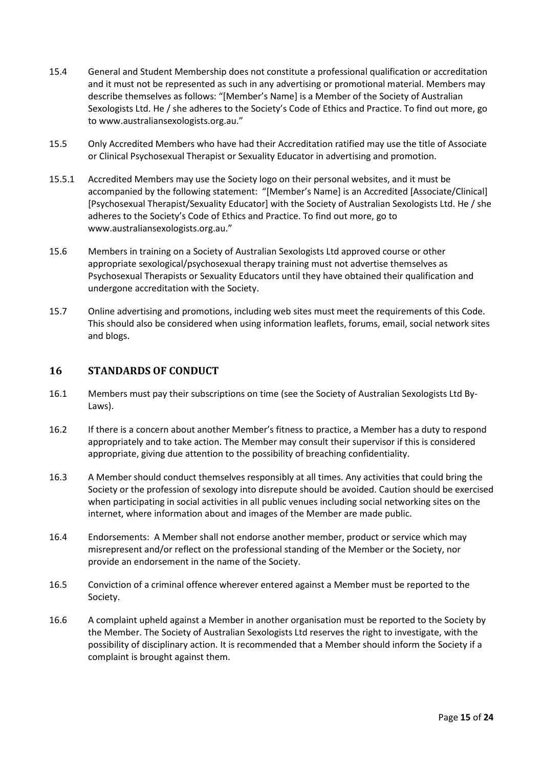15.4 General and Student Membership does not constitute a professional qualification or accreditation and it must not be represented as such in any advertising or promotional material. Members may describe themselves as follows: "[Member's Name] is a Member of the Society of Australian Sexologists Ltd. He / she adheres to the Society's Code of Ethics and Practice. To find out more, go to www.australiansexologists.org.au."

15.5 Only Accredited Members who have had their Accreditation ratified may use the title of Associate or Clinical Psychosexual Therapist or Sexuality Educator in advertising and promotion.

15.5.1 Accredited Members may use the Society logo on their personal websites, and it must be accompanied by the following statement: "[Member's Name] is an Accredited [Associate/Clinical] [Psychosexual Therapist/Sexuality Educator] with the Society of Australian Sexologists Ltd. He / she adheres to the Society's Code of Ethics and Practice. To find out more, go to www.australiansexologists.org.au."

15.6 Members in training on a Society of Australian Sexologists Ltd approved course or other appropriate sexological/psychosexual therapy training must not advertise themselves as Psychosexual Therapists or Sexuality Educators until they have obtained their qualification and undergone accreditation with the Society.

15.7 Online advertising and promotions, including web sites must meet the requirements of this Code. This should also be considered when using information leaflets, forums, email, social network sites and blogs.

## 16 STANDARDS OF CONDUCT

16.1 Members must pay their subscriptions on time (see the Society of Australian Sexologists Ltd By-Laws).

16.2 If there is a concern about another Member's fitness to practice, a Member has a duty to respond appropriately and to take action. The Member may consult their supervisor if this is considered appropriate, giving due attention to the possibility of breaching confidentiality.

16.3 A Member should conduct themselves responsibly at all times. Any activities that could bring the Society or the profession of sexology into disrepute should be avoided. Caution should be exercised when participating in social activities in all public venues including social networking sites on the internet, where information about and images of the Member are made public.

16.4 Endorsements: A Member shall not endorse another member, product or service which may misrepresent and/or reflect on the professional standing of the Member or the Society, nor provide an endorsement in the name of the Society.

16.5 Conviction of a criminal offence wherever entered against a Member must be reported to the Society.

16.6 A complaint upheld against a Member in another organisation must be reported to the Society by the Member. The Society of Australian Sexologists Ltd reserves the right to investigate, with the possibility of disciplinary action. It is recommended that a Member should inform the Society if a complaint is brought against them.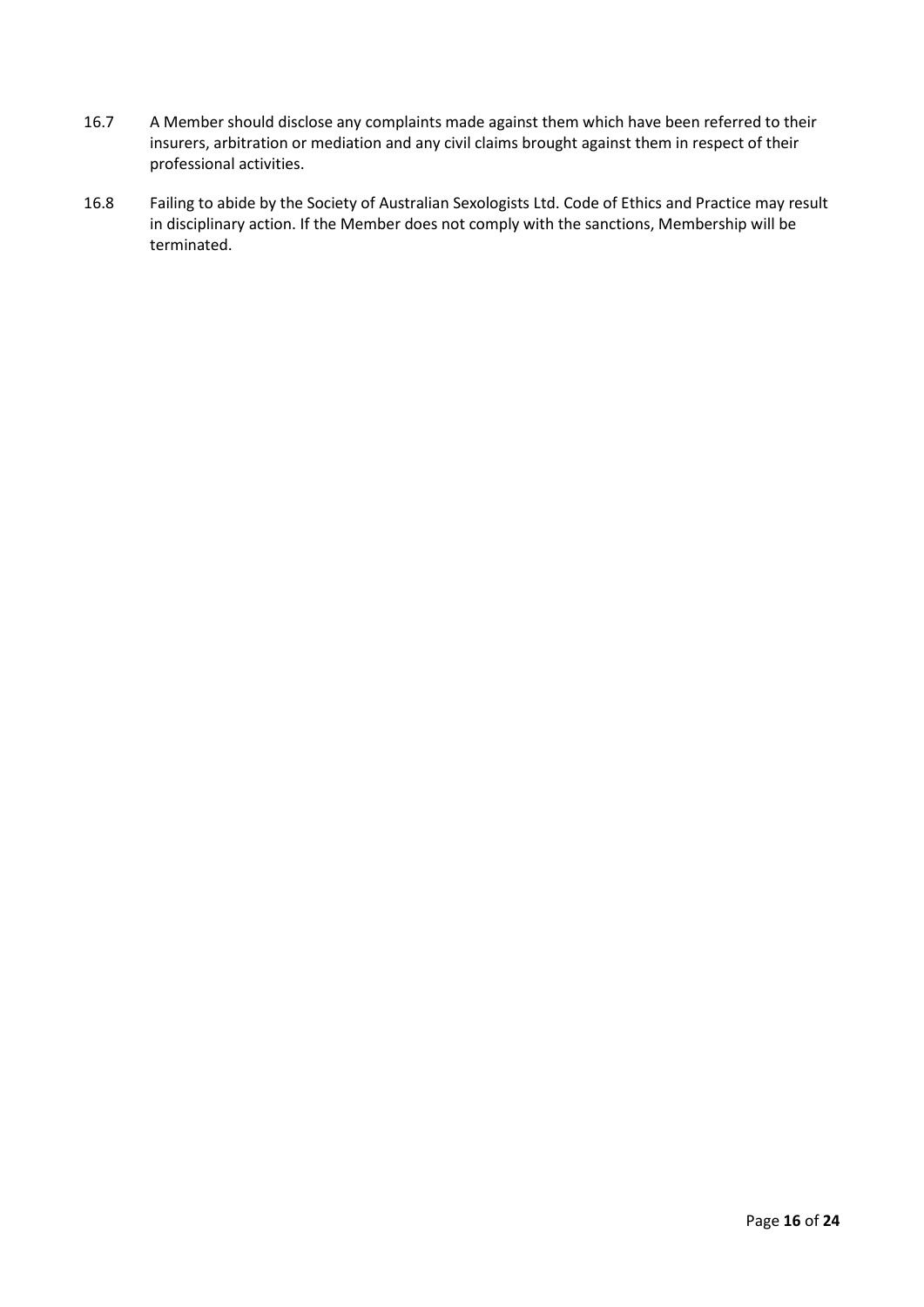16.7 A Member should disclose any complaints made against them which have been referred to their insurers, arbitration or mediation and any civil claims brought against them in respect of their professional activities.

16.8 Failing to abide by the Society of Australian Sexologists Ltd. Code of Ethics and Practice may result in disciplinary action. If the Member does not comply with the sanctions, Membership will be terminated.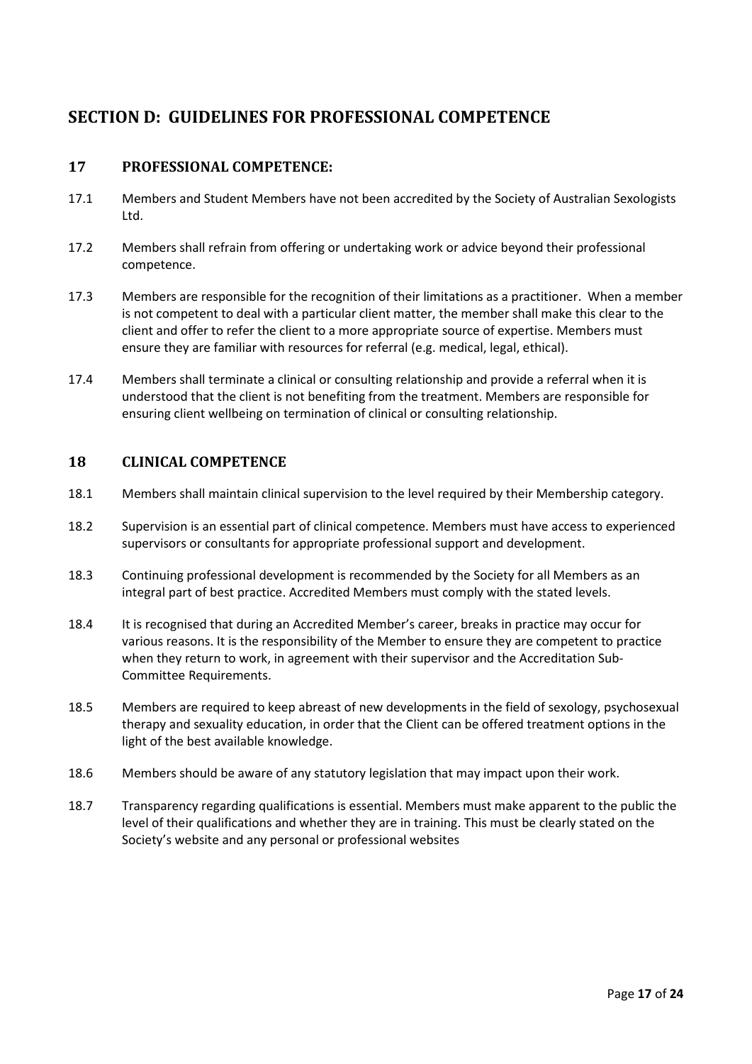# SECTION D: GUIDELINES FOR PROFESSIONAL COMPETENCE

## 17 PROFESSIONAL COMPETENCE:

17.1 Members and Student Members have not been accredited by the Society of Australian Sexologists Ltd.

17.2 Members shall refrain from offering or undertaking work or advice beyond their professional competence.

17.3 Members are responsible for the recognition of their limitations as a practitioner. When a member is not competent to deal with a particular client matter, the member shall make this clear to the client and offer to refer the client to a more appropriate source of expertise. Members must ensure they are familiar with resources for referral (e.g. medical, legal, ethical).

17.4 Members shall terminate a clinical or consulting relationship and provide a referral when it is understood that the client is not benefiting from the treatment. Members are responsible for ensuring client wellbeing on termination of clinical or consulting relationship.

## 18 CLINICAL COMPETENCE

18.1 Members shall maintain clinical supervision to the level required by their Membership category.

18.2 Supervision is an essential part of clinical competence. Members must have access to experienced supervisors or consultants for appropriate professional support and development.

18.3 Continuing professional development is recommended by the Society for all Members as an integral part of best practice. Accredited Members must comply with the stated levels.

18.4 It is recognised that during an Accredited Member's career, breaks in practice may occur for various reasons. It is the responsibility of the Member to ensure they are competent to practice when they return to work, in agreement with their supervisor and the Accreditation Sub-Committee Requirements.

18.5 Members are required to keep abreast of new developments in the field of sexology, psychosexual therapy and sexuality education, in order that the Client can be offered treatment options in the light of the best available knowledge.

18.6 Members should be aware of any statutory legislation that may impact upon their work.

18.7 Transparency regarding qualifications is essential. Members must make apparent to the public the level of their qualifications and whether they are in training. This must be clearly stated on the Society's website and any personal or professional websites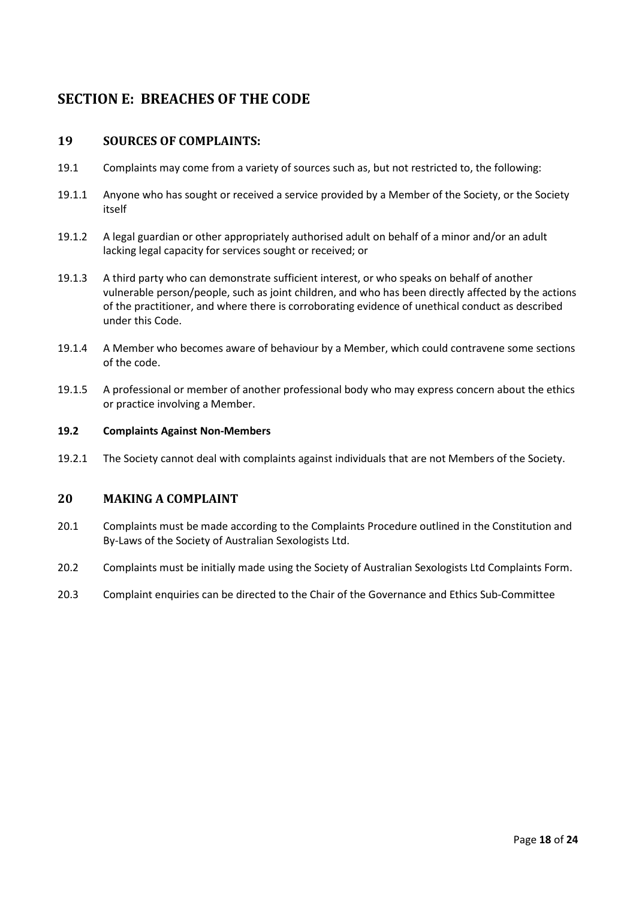# SECTION E: BREACHES OF THE CODE

## 19 SOURCES OF COMPLAINTS:

19.1 Complaints may come from a variety of sources such as, but not restricted to, the following:

19.1.1 Anyone who has sought or received a service provided by a Member of the Society, or the Society itself

19.1.2 A legal guardian or other appropriately authorised adult on behalf of a minor and/or an adult lacking legal capacity for services sought or received; or

19.1.3 A third party who can demonstrate sufficient interest, or who speaks on behalf of another vulnerable person/people, such as joint children, and who has been directly affected by the actions of the practitioner, and where there is corroborating evidence of unethical conduct as described under this Code.

19.1.4 A Member who becomes aware of behaviour by a Member, which could contravene some sections of the code.

19.1.5 A professional or member of another professional body who may express concern about the ethics or practice involving a Member.

**19.2 Complaints Against Non-Members**

19.2.1 The Society cannot deal with complaints against individuals that are not Members of the Society.

## 20 MAKING A COMPLAINT

20.1 Complaints must be made according to the Complaints Procedure outlined in the Constitution and By-Laws of the Society of Australian Sexologists Ltd.

20.2 Complaints must be initially made using the Society of Australian Sexologists Ltd Complaints Form.

20.3 Complaint enquiries can be directed to the Chair of the Governance and Ethics Sub-Committee